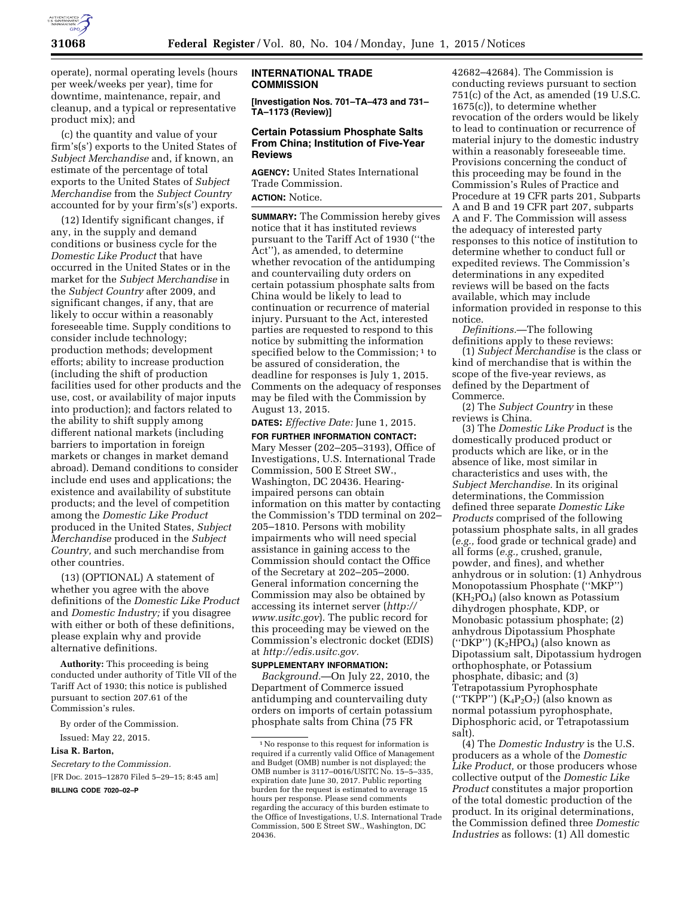operate), normal operating levels (hours per week/weeks per year), time for downtime, maintenance, repair, and cleanup, and a typical or representative product mix); and

(c) the quantity and value of your firm's(s') exports to the United States of *Subject Merchandise* and, if known, an estimate of the percentage of total exports to the United States of *Subject Merchandise* from the *Subject Country* accounted for by your firm's(s') exports.

(12) Identify significant changes, if any, in the supply and demand conditions or business cycle for the *Domestic Like Product* that have occurred in the United States or in the market for the *Subject Merchandise* in the *Subject Country* after 2009, and significant changes, if any, that are likely to occur within a reasonably foreseeable time. Supply conditions to consider include technology; production methods; development efforts; ability to increase production (including the shift of production facilities used for other products and the use, cost, or availability of major inputs into production); and factors related to the ability to shift supply among different national markets (including barriers to importation in foreign markets or changes in market demand abroad). Demand conditions to consider include end uses and applications; the existence and availability of substitute products; and the level of competition among the *Domestic Like Product* produced in the United States, *Subject Merchandise* produced in the *Subject Country,* and such merchandise from other countries.

(13) (OPTIONAL) A statement of whether you agree with the above definitions of the *Domestic Like Product* and *Domestic Industry;* if you disagree with either or both of these definitions, please explain why and provide alternative definitions.

**Authority:** This proceeding is being conducted under authority of Title VII of the Tariff Act of 1930; this notice is published pursuant to section 207.61 of the Commission's rules.

By order of the Commission.

Issued: May 22, 2015.

**Lisa R. Barton,**

*Secretary to the Commission.*

[FR Doc. 2015–12870 Filed 5–29–15; 8:45 am]

**BILLING CODE 7020–02–P**

## INTERNATIONAL TRADE COMMISSION

**[Investigation Nos. 701–TA–473 and 731–TA–1173 (Review)]**

### Certain Potassium Phosphate Salts From China; Institution of Five-Year Reviews

**AGENCY:** United States International Trade Commission.

**ACTION:** Notice.

**SUMMARY:** The Commission hereby gives notice that it has instituted reviews pursuant to the Tariff Act of 1930 ("the Act"), as amended, to determine whether revocation of the antidumping and countervailing duty orders on certain potassium phosphate salts from China would be likely to lead to continuation or recurrence of material injury. Pursuant to the Act, interested parties are requested to respond to this notice by submitting the information specified below to the Commission;[1] to be assured of consideration, the deadline for responses is July 1, 2015. Comments on the adequacy of responses may be filed with the Commission by August 13, 2015.

**DATES:** *Effective Date:* June 1, 2015.

**FOR FURTHER INFORMATION CONTACT:** Mary Messer (202–205–3193), Office of Investigations, U.S. International Trade Commission, 500 E Street SW., Washington, DC 20436. Hearing-impaired persons can obtain information on this matter by contacting the Commission's TDD terminal on 202–205–1810. Persons with mobility impairments who will need special assistance in gaining access to the Commission should contact the Office of the Secretary at 202–205–2000. General information concerning the Commission may also be obtained by accessing its internet server (*http://www.usitc.gov*). The public record for this proceeding may be viewed on the Commission's electronic docket (EDIS) at *http://edis.usitc.gov.*

**SUPPLEMENTARY INFORMATION:**

*Background.*—On July 22, 2010, the Department of Commerce issued antidumping and countervailing duty orders on imports of certain potassium phosphate salts from China (75 FR 42682–42684). The Commission is conducting reviews pursuant to section 751(c) of the Act, as amended (19 U.S.C. 1675(c)), to determine whether revocation of the orders would be likely to lead to continuation or recurrence of material injury to the domestic industry within a reasonably foreseeable time. Provisions concerning the conduct of this proceeding may be found in the Commission's Rules of Practice and Procedure at 19 CFR parts 201, Subparts A and B and 19 CFR part 207, subparts A and F. The Commission will assess the adequacy of interested party responses to this notice of institution to determine whether to conduct full or expedited reviews. The Commission's determinations in any expedited reviews will be based on the facts available, which may include information provided in response to this notice.

*Definitions.*—The following definitions apply to these reviews:

(1) *Subject Merchandise* is the class or kind of merchandise that is within the scope of the five-year reviews, as defined by the Department of Commerce.

(2) The *Subject Country* in these reviews is China.

(3) The *Domestic Like Product* is the domestically produced product or products which are like, or in the absence of like, most similar in characteristics and uses with, the *Subject Merchandise.* In its original determinations, the Commission defined three separate *Domestic Like Products* comprised of the following potassium phosphate salts, in all grades (*e.g.,* food grade or technical grade) and all forms (*e.g.,* crushed, granule, powder, and fines), and whether anhydrous or in solution: (1) Anhydrous Monopotassium Phosphate ("MKP") ($KH_2PO_4$) (also known as Potassium dihydrogen phosphate, KDP, or Monobasic potassium phosphate; (2) anhydrous Dipotassium Phosphate ("DKP") ($K_2HPO_4$) (also known as Dipotassium salt, Dipotassium hydrogen orthophosphate, or Potassium phosphate, dibasic; and (3) Tetrapotassium Pyrophosphate ("TKPP") ($K_4P_2O_7$) (also known as normal potassium pyrophosphate, Diphosphoric acid, or Tetrapotassium salt).

(4) The *Domestic Industry* is the U.S. producers as a whole of the *Domestic Like Product,* or those producers whose collective output of the *Domestic Like Product* constitutes a major proportion of the total domestic production of the product. In its original determinations, the Commission defined three *Domestic Industries* as follows: (1) All domestic

[1] No response to this request for information is required if a currently valid Office of Management and Budget (OMB) number is not displayed; the OMB number is 3117–0016/USITC No. 15–5–335, expiration date June 30, 2017. Public reporting burden for the request is estimated to average 15 hours per response. Please send comments regarding the accuracy of this burden estimate to the Office of Investigations, U.S. International Trade Commission, 500 E Street SW., Washington, DC 20436.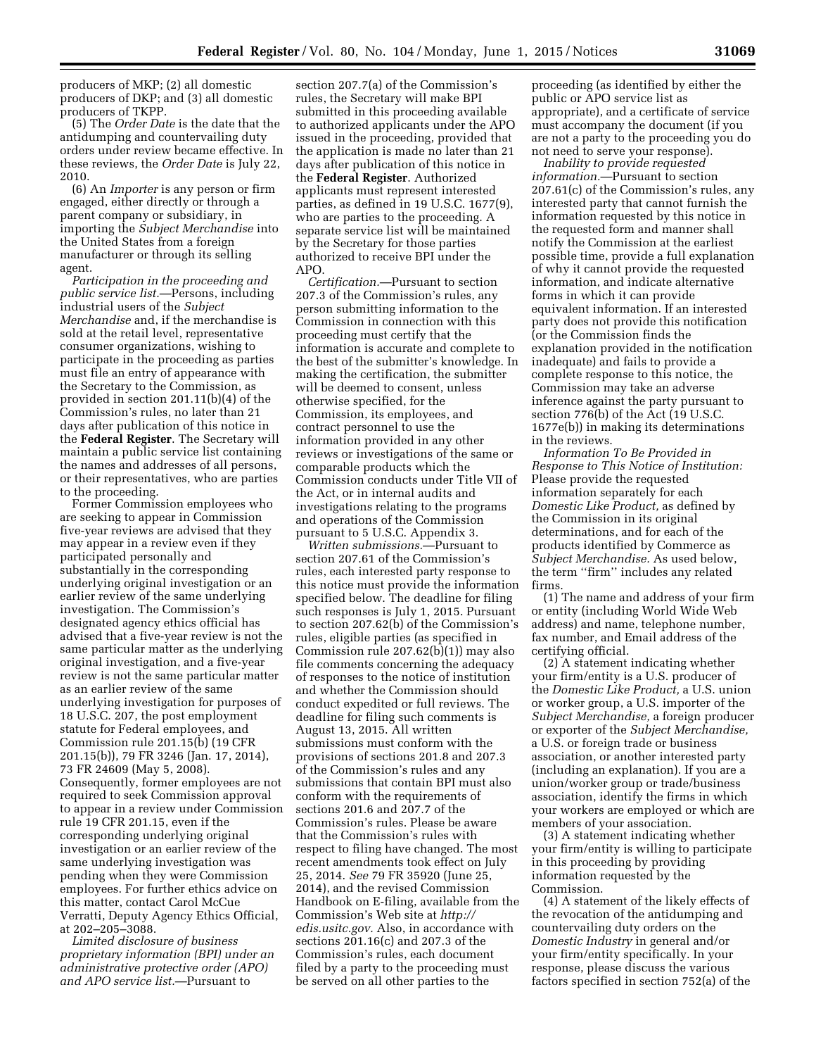producers of MKP; (2) all domestic producers of DKP; and (3) all domestic producers of TKPP.

(5) The *Order Date* is the date that the antidumping and countervailing duty orders under review became effective. In these reviews, the *Order Date* is July 22, 2010.

(6) An *Importer* is any person or firm engaged, either directly or through a parent company or subsidiary, in importing the *Subject Merchandise* into the United States from a foreign manufacturer or through its selling agent.

*Participation in the proceeding and public service list.*—Persons, including industrial users of the *Subject Merchandise* and, if the merchandise is sold at the retail level, representative consumer organizations, wishing to participate in the proceeding as parties must file an entry of appearance with the Secretary to the Commission, as provided in section 201.11(b)(4) of the Commission's rules, no later than 21 days after publication of this notice in the **Federal Register**. The Secretary will maintain a public service list containing the names and addresses of all persons, or their representatives, who are parties to the proceeding.

Former Commission employees who are seeking to appear in Commission five-year reviews are advised that they may appear in a review even if they participated personally and substantially in the corresponding underlying original investigation or an earlier review of the same underlying investigation. The Commission's designated agency ethics official has advised that a five-year review is not the same particular matter as the underlying original investigation, and a five-year review is not the same particular matter as an earlier review of the same underlying investigation for purposes of 18 U.S.C. 207, the post employment statute for Federal employees, and Commission rule 201.15(b) (19 CFR 201.15(b)), 79 FR 3246 (Jan. 17, 2014), 73 FR 24609 (May 5, 2008). Consequently, former employees are not required to seek Commission approval to appear in a review under Commission rule 19 CFR 201.15, even if the corresponding underlying original investigation or an earlier review of the same underlying investigation was pending when they were Commission employees. For further ethics advice on this matter, contact Carol McCue Verratti, Deputy Agency Ethics Official, at 202–205–3088.

*Limited disclosure of business proprietary information (BPI) under an administrative protective order (APO) and APO service list.*—Pursuant to section 207.7(a) of the Commission's rules, the Secretary will make BPI submitted in this proceeding available to authorized applicants under the APO issued in the proceeding, provided that the application is made no later than 21 days after publication of this notice in the **Federal Register**. Authorized applicants must represent interested parties, as defined in 19 U.S.C. 1677(9), who are parties to the proceeding. A separate service list will be maintained by the Secretary for those parties authorized to receive BPI under the APO.

*Certification.*—Pursuant to section 207.3 of the Commission's rules, any person submitting information to the Commission in connection with this proceeding must certify that the information is accurate and complete to the best of the submitter's knowledge. In making the certification, the submitter will be deemed to consent, unless otherwise specified, for the Commission, its employees, and contract personnel to use the information provided in any other reviews or investigations of the same or comparable products which the Commission conducts under Title VII of the Act, or in internal audits and investigations relating to the programs and operations of the Commission pursuant to 5 U.S.C. Appendix 3.

*Written submissions.*—Pursuant to section 207.61 of the Commission's rules, each interested party response to this notice must provide the information specified below. The deadline for filing such responses is July 1, 2015. Pursuant to section 207.62(b) of the Commission's rules, eligible parties (as specified in Commission rule 207.62(b)(1)) may also file comments concerning the adequacy of responses to the notice of institution and whether the Commission should conduct expedited or full reviews. The deadline for filing such comments is August 13, 2015. All written submissions must conform with the provisions of sections 201.8 and 207.3 of the Commission's rules and any submissions that contain BPI must also conform with the requirements of sections 201.6 and 207.7 of the Commission's rules. Please be aware that the Commission's rules with respect to filing have changed. The most recent amendments took effect on July 25, 2014. *See* 79 FR 35920 (June 25, 2014), and the revised Commission Handbook on E-filing, available from the Commission's Web site at *http://edis.usitc.gov*. Also, in accordance with sections 201.16(c) and 207.3 of the Commission's rules, each document filed by a party to the proceeding must be served on all other parties to the proceeding (as identified by either the public or APO service list as appropriate), and a certificate of service must accompany the document (if you are not a party to the proceeding you do not need to serve your response).

*Inability to provide requested information.*—Pursuant to section 207.61(c) of the Commission's rules, any interested party that cannot furnish the information requested by this notice in the requested form and manner shall notify the Commission at the earliest possible time, provide a full explanation of why it cannot provide the requested information, and indicate alternative forms in which it can provide equivalent information. If an interested party does not provide this notification (or the Commission finds the explanation provided in the notification inadequate) and fails to provide a complete response to this notice, the Commission may take an adverse inference against the party pursuant to section 776(b) of the Act (19 U.S.C. 1677e(b)) in making its determinations in the reviews.

*Information To Be Provided in Response to This Notice of Institution:* Please provide the requested information separately for each *Domestic Like Product,* as defined by the Commission in its original determinations, and for each of the products identified by Commerce as *Subject Merchandise.* As used below, the term "firm" includes any related firms.

(1) The name and address of your firm or entity (including World Wide Web address) and name, telephone number, fax number, and Email address of the certifying official.

(2) A statement indicating whether your firm/entity is a U.S. producer of the *Domestic Like Product,* a U.S. union or worker group, a U.S. importer of the *Subject Merchandise,* a foreign producer or exporter of the *Subject Merchandise,* a U.S. or foreign trade or business association, or another interested party (including an explanation). If you are a union/worker group or trade/business association, identify the firms in which your workers are employed or which are members of your association.

(3) A statement indicating whether your firm/entity is willing to participate in this proceeding by providing information requested by the Commission.

(4) A statement of the likely effects of the revocation of the antidumping and countervailing duty orders on the *Domestic Industry* in general and/or your firm/entity specifically. In your response, please discuss the various factors specified in section 752(a) of the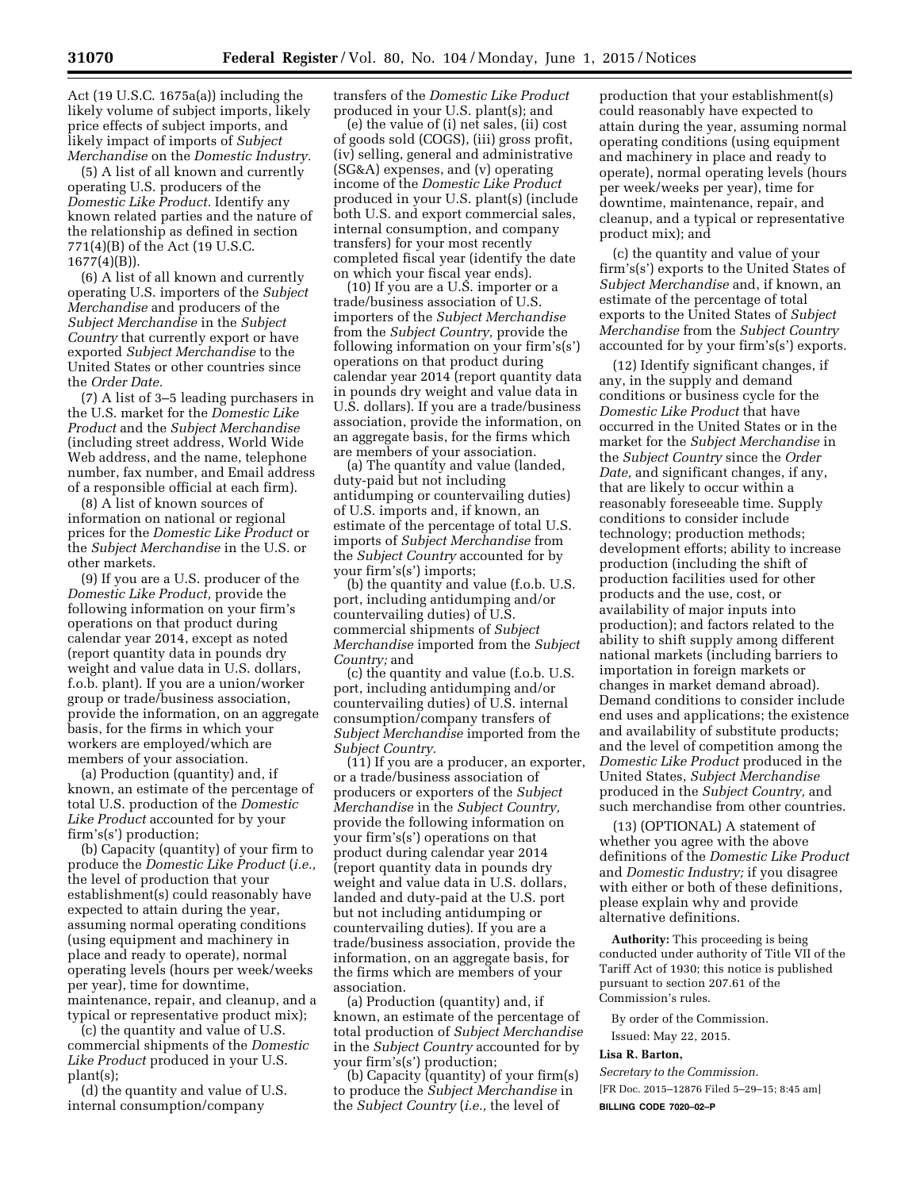Act (19 U.S.C. 1675a(a)) including the likely volume of subject imports, likely price effects of subject imports, and likely impact of imports of *Subject Merchandise* on the *Domestic Industry.*

(5) A list of all known and currently operating U.S. producers of the *Domestic Like Product.* Identify any known related parties and the nature of the relationship as defined in section 771(4)(B) of the Act (19 U.S.C. 1677(4)(B)).

(6) A list of all known and currently operating U.S. importers of the *Subject Merchandise* and producers of the *Subject Merchandise* in the *Subject Country* that currently export or have exported *Subject Merchandise* to the United States or other countries since the *Order Date.*

(7) A list of 3–5 leading purchasers in the U.S. market for the *Domestic Like Product* and the *Subject Merchandise* (including street address, World Wide Web address, and the name, telephone number, fax number, and Email address of a responsible official at each firm).

(8) A list of known sources of information on national or regional prices for the *Domestic Like Product* or the *Subject Merchandise* in the U.S. or other markets.

(9) If you are a U.S. producer of the *Domestic Like Product,* provide the following information on your firm's operations on that product during calendar year 2014, except as noted (report quantity data in pounds dry weight and value data in U.S. dollars, f.o.b. plant). If you are a union/worker group or trade/business association, provide the information, on an aggregate basis, for the firms in which your workers are employed/which are members of your association.

(a) Production (quantity) and, if known, an estimate of the percentage of total U.S. production of the *Domestic Like Product* accounted for by your firm's(s') production;

(b) Capacity (quantity) of your firm to produce the *Domestic Like Product* (*i.e.,* the level of production that your establishment(s) could reasonably have expected to attain during the year, assuming normal operating conditions (using equipment and machinery in place and ready to operate), normal operating levels (hours per week/weeks per year), time for downtime, maintenance, repair, and cleanup, and a typical or representative product mix);

(c) the quantity and value of U.S. commercial shipments of the *Domestic Like Product* produced in your U.S. plant(s);

(d) the quantity and value of U.S. internal consumption/company transfers of the *Domestic Like Product* produced in your U.S. plant(s); and

(e) the value of (i) net sales, (ii) cost of goods sold (COGS), (iii) gross profit, (iv) selling, general and administrative (SG&A) expenses, and (v) operating income of the *Domestic Like Product* produced in your U.S. plant(s) (include both U.S. and export commercial sales, internal consumption, and company transfers) for your most recently completed fiscal year (identify the date on which your fiscal year ends).

(10) If you are a U.S. importer or a trade/business association of U.S. importers of the *Subject Merchandise* from the *Subject Country,* provide the following information on your firm's(s') operations on that product during calendar year 2014 (report quantity data in pounds dry weight and value data in U.S. dollars). If you are a trade/business association, provide the information, on an aggregate basis, for the firms which are members of your association.

(a) The quantity and value (landed, duty-paid but not including antidumping or countervailing duties) of U.S. imports and, if known, an estimate of the percentage of total U.S. imports of *Subject Merchandise* from the *Subject Country* accounted for by your firm's(s') imports;

(b) the quantity and value (f.o.b. U.S. port, including antidumping and/or countervailing duties) of U.S. commercial shipments of *Subject Merchandise* imported from the *Subject Country;* and

(c) the quantity and value (f.o.b. U.S. port, including antidumping and/or countervailing duties) of U.S. internal consumption/company transfers of *Subject Merchandise* imported from the *Subject Country.*

(11) If you are a producer, an exporter, or a trade/business association of producers or exporters of the *Subject Merchandise* in the *Subject Country,* provide the following information on your firm's(s') operations on that product during calendar year 2014 (report quantity data in pounds dry weight and value data in U.S. dollars, landed and duty-paid at the U.S. port but not including antidumping or countervailing duties). If you are a trade/business association, provide the information, on an aggregate basis, for the firms which are members of your association.

(a) Production (quantity) and, if known, an estimate of the percentage of total production of *Subject Merchandise* in the *Subject Country* accounted for by your firm's(s') production;

(b) Capacity (quantity) of your firm(s) to produce the *Subject Merchandise* in the *Subject Country* (*i.e.,* the level of production that your establishment(s) could reasonably have expected to attain during the year, assuming normal operating conditions (using equipment and machinery in place and ready to operate), normal operating levels (hours per week/weeks per year), time for downtime, maintenance, repair, and cleanup, and a typical or representative product mix); and

(c) the quantity and value of your firm's(s') exports to the United States of *Subject Merchandise* and, if known, an estimate of the percentage of total exports to the United States of *Subject Merchandise* from the *Subject Country* accounted for by your firm's(s') exports.

(12) Identify significant changes, if any, in the supply and demand conditions or business cycle for the *Domestic Like Product* that have occurred in the United States or in the market for the *Subject Merchandise* in the *Subject Country* since the *Order Date,* and significant changes, if any, that are likely to occur within a reasonably foreseeable time. Supply conditions to consider include technology; production methods; development efforts; ability to increase production (including the shift of production facilities used for other products and the use, cost, or availability of major inputs into production); and factors related to the ability to shift supply among different national markets (including barriers to importation in foreign markets or changes in market demand abroad). Demand conditions to consider include end uses and applications; the existence and availability of substitute products; and the level of competition among the *Domestic Like Product* produced in the United States, *Subject Merchandise* produced in the *Subject Country,* and such merchandise from other countries.

(13) (OPTIONAL) A statement of whether you agree with the above definitions of the *Domestic Like Product* and *Domestic Industry;* if you disagree with either or both of these definitions, please explain why and provide alternative definitions.

**Authority:** This proceeding is being conducted under authority of Title VII of the Tariff Act of 1930; this notice is published pursuant to section 207.61 of the Commission's rules.

By order of the Commission.

Issued: May 22, 2015.

**Lisa R. Barton,**

*Secretary to the Commission.*

[FR Doc. 2015–12876 Filed 5–29–15; 8:45 am]

**BILLING CODE 7020–02–P**